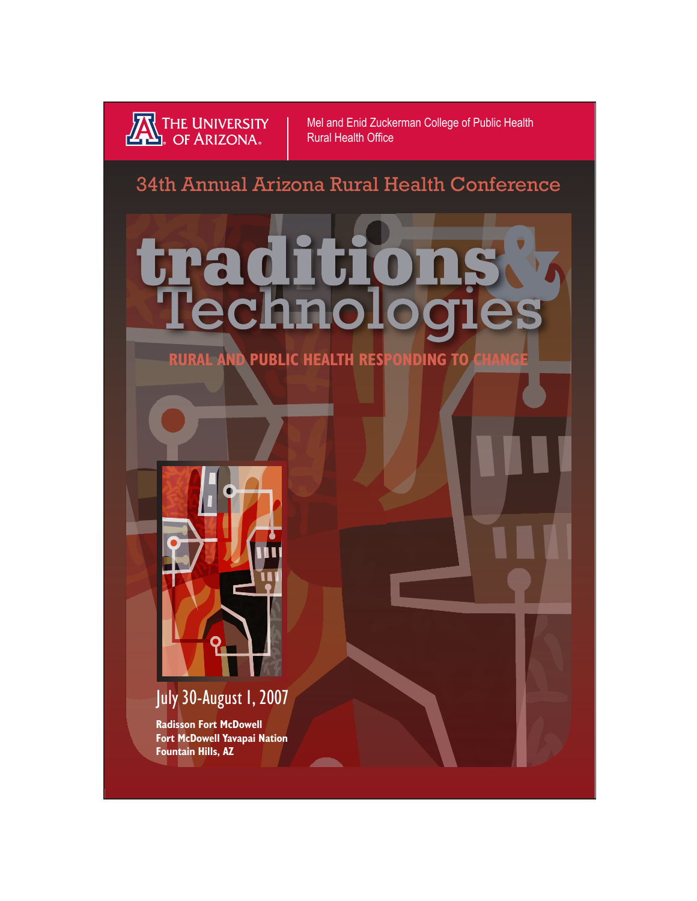THE UNIVERSITY OF ARIZONA.

Mel and Enid Zuckerman College of Public Health
Rural Health Office

## 34th Annual Arizona Rural Health Conference

# traditions & Technologies

**RURAL AND PUBLIC HEALTH RESPONDING TO CHANGE**

July 30-August 1, 2007

**Radisson Fort McDowell**
**Fort McDowell Yavapai Nation**
**Fountain Hills, AZ**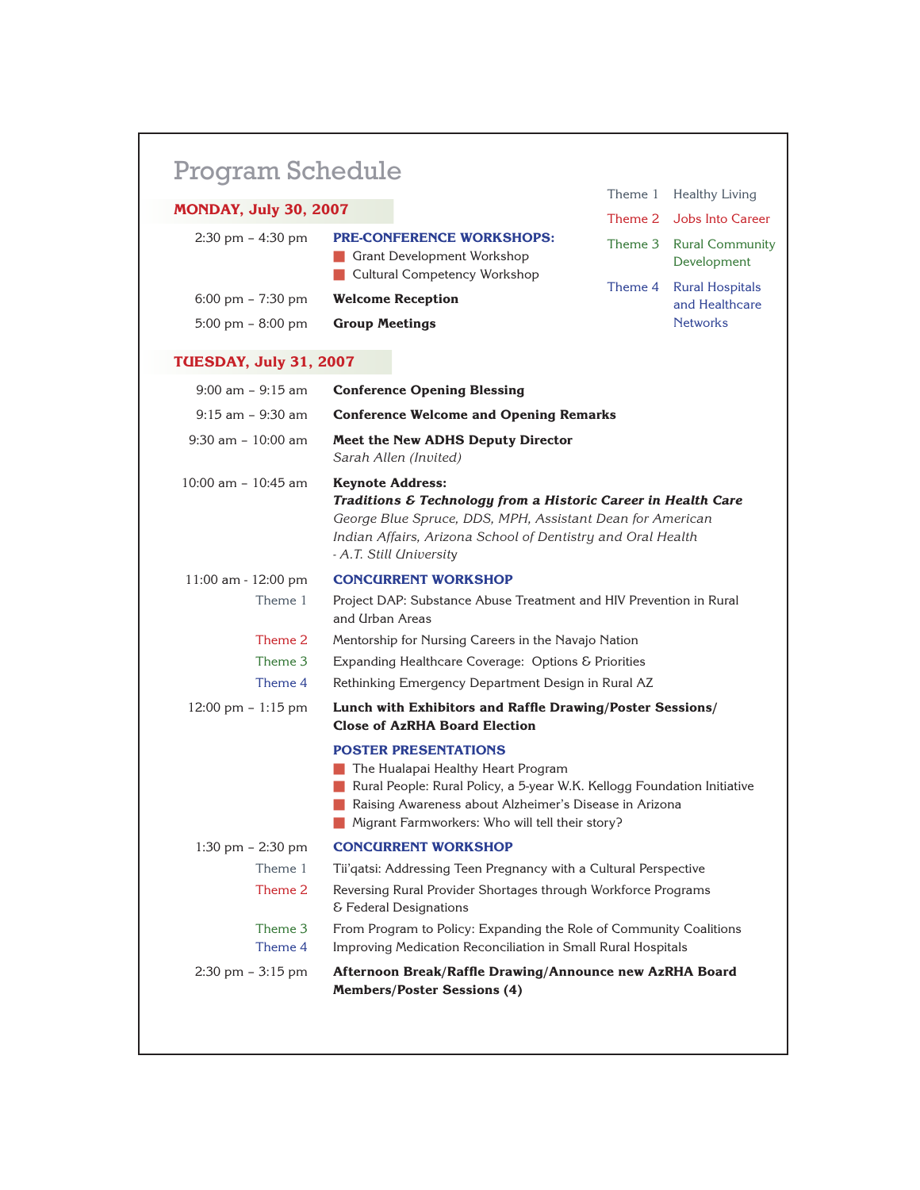# Program Schedule

| | |
|---|---|
| Theme 1 | Healthy Living |
| Theme 2 | Jobs Into Career |
| Theme 3 | Rural Community Development |
| Theme 4 | Rural Hospitals and Healthcare Networks |

## MONDAY, July 30, 2007

**2:30 pm – 4:30 pm** — **PRE-CONFERENCE WORKSHOPS:**
- Grant Development Workshop
- Cultural Competency Workshop

**6:00 pm – 7:30 pm** — **Welcome Reception**

**5:00 pm – 8:00 pm** — **Group Meetings**

## TUESDAY, July 31, 2007

**9:00 am – 9:15 am** — **Conference Opening Blessing**

**9:15 am – 9:30 am** — **Conference Welcome and Opening Remarks**

**9:30 am – 10:00 am** — **Meet the New ADHS Deputy Director**
*Sarah Allen (Invited)*

**10:00 am – 10:45 am** — **Keynote Address:**
***Traditions & Technology from a Historic Career in Health Care***
*George Blue Spruce, DDS, MPH, Assistant Dean for American Indian Affairs, Arizona School of Dentistry and Oral Health - A.T. Still University*

**11:00 am - 12:00 pm** — **CONCURRENT WORKSHOP**
- Theme 1: Project DAP: Substance Abuse Treatment and HIV Prevention in Rural and Urban Areas
- Theme 2: Mentorship for Nursing Careers in the Navajo Nation
- Theme 3: Expanding Healthcare Coverage: Options & Priorities
- Theme 4: Rethinking Emergency Department Design in Rural AZ

**12:00 pm – 1:15 pm** — **Lunch with Exhibitors and Raffle Drawing/Poster Sessions/ Close of AzRHA Board Election**

**POSTER PRESENTATIONS**
- The Hualapai Healthy Heart Program
- Rural People: Rural Policy, a 5-year W.K. Kellogg Foundation Initiative
- Raising Awareness about Alzheimer's Disease in Arizona
- Migrant Farmworkers: Who will tell their story?

**1:30 pm – 2:30 pm** — **CONCURRENT WORKSHOP**
- Theme 1: Tii'qatsi: Addressing Teen Pregnancy with a Cultural Perspective
- Theme 2: Reversing Rural Provider Shortages through Workforce Programs & Federal Designations
- Theme 3: From Program to Policy: Expanding the Role of Community Coalitions
- Theme 4: Improving Medication Reconciliation in Small Rural Hospitals

**2:30 pm – 3:15 pm** — **Afternoon Break/Raffle Drawing/Announce new AzRHA Board Members/Poster Sessions (4)**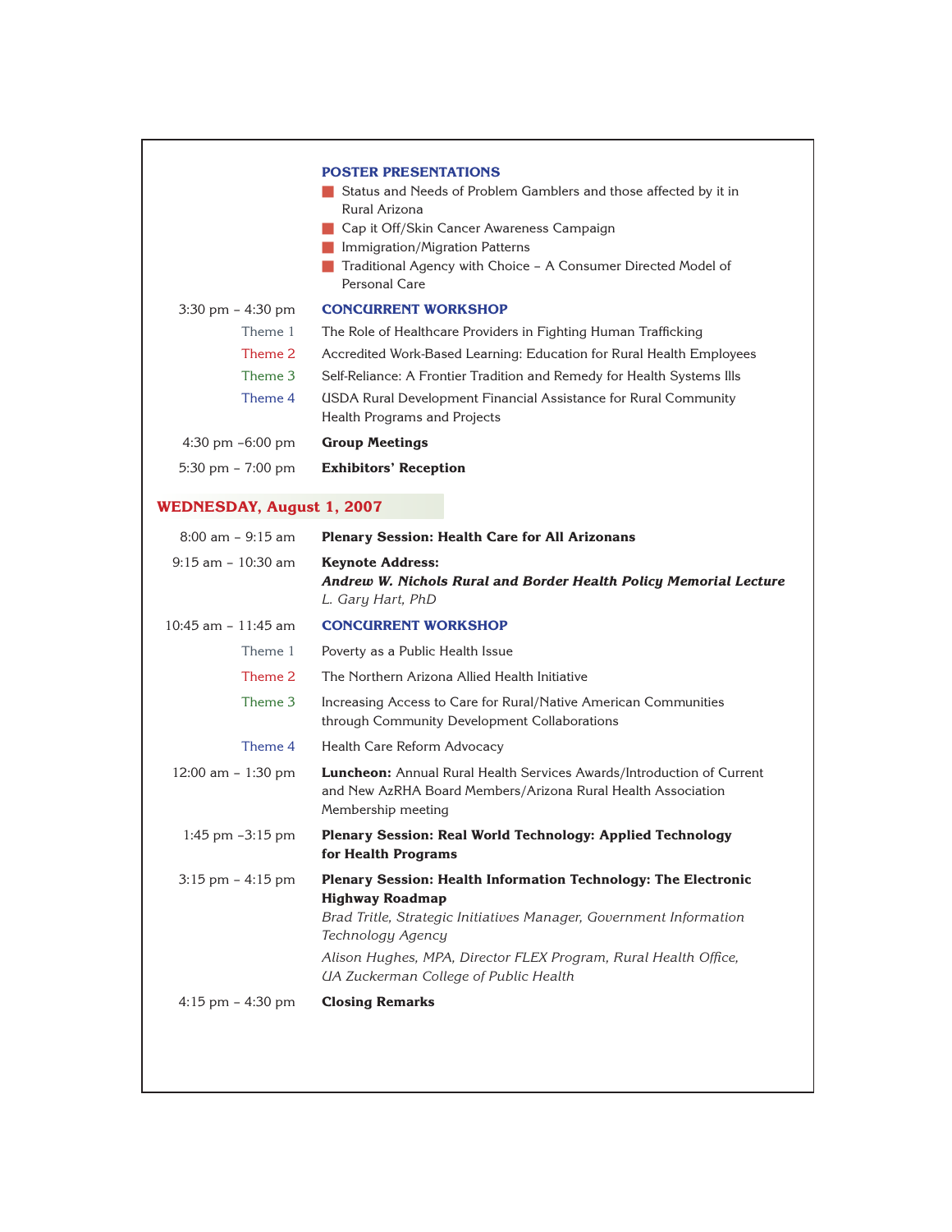**POSTER PRESENTATIONS**

- Status and Needs of Problem Gamblers and those affected by it in Rural Arizona
- Cap it Off/Skin Cancer Awareness Campaign
- Immigration/Migration Patterns
- Traditional Agency with Choice – A Consumer Directed Model of Personal Care

3:30 pm – 4:30 pm **CONCURRENT WORKSHOP**

- Theme 1 — The Role of Healthcare Providers in Fighting Human Trafficking
- Theme 2 — Accredited Work-Based Learning: Education for Rural Health Employees
- Theme 3 — Self-Reliance: A Frontier Tradition and Remedy for Health Systems Ills
- Theme 4 — USDA Rural Development Financial Assistance for Rural Community Health Programs and Projects

4:30 pm –6:00 pm **Group Meetings**

5:30 pm – 7:00 pm **Exhibitors' Reception**

## WEDNESDAY, August 1, 2007

8:00 am – 9:15 am **Plenary Session: Health Care for All Arizonans**

9:15 am – 10:30 am **Keynote Address:**
***Andrew W. Nichols Rural and Border Health Policy Memorial Lecture***
*L. Gary Hart, PhD*

10:45 am – 11:45 am **CONCURRENT WORKSHOP**

- Theme 1 — Poverty as a Public Health Issue
- Theme 2 — The Northern Arizona Allied Health Initiative
- Theme 3 — Increasing Access to Care for Rural/Native American Communities through Community Development Collaborations
- Theme 4 — Health Care Reform Advocacy

12:00 am – 1:30 pm **Luncheon:** Annual Rural Health Services Awards/Introduction of Current and New AzRHA Board Members/Arizona Rural Health Association Membership meeting

1:45 pm –3:15 pm **Plenary Session: Real World Technology: Applied Technology for Health Programs**

3:15 pm – 4:15 pm **Plenary Session: Health Information Technology: The Electronic Highway Roadmap**
*Brad Tritle, Strategic Initiatives Manager, Government Information Technology Agency*
*Alison Hughes, MPA, Director FLEX Program, Rural Health Office, UA Zuckerman College of Public Health*

4:15 pm – 4:30 pm **Closing Remarks**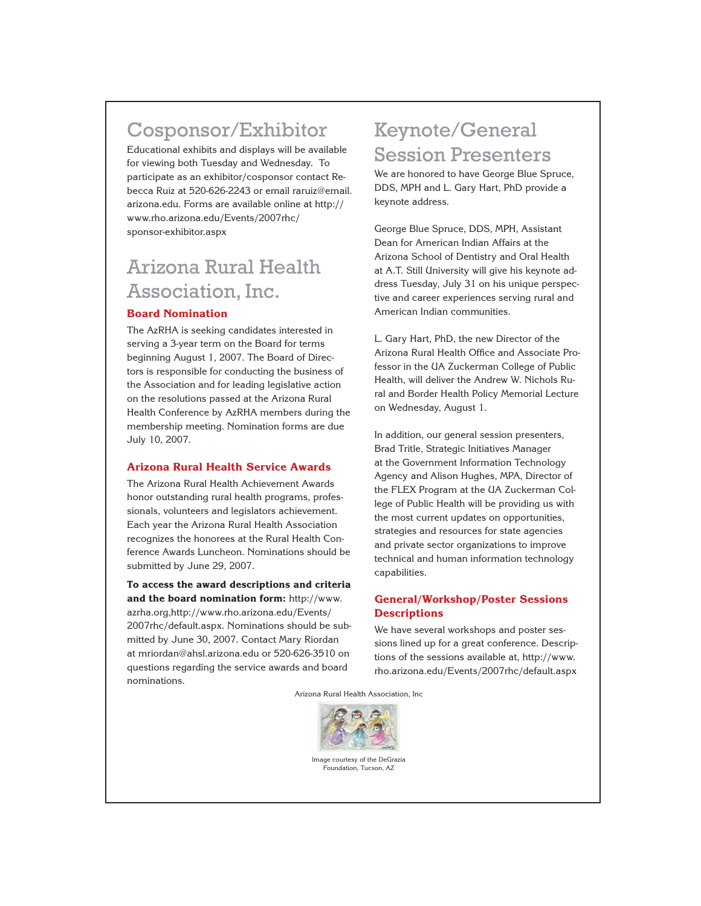## Cosponsor/Exhibitor

Educational exhibits and displays will be available for viewing both Tuesday and Wednesday. To participate as an exhibitor/cosponsor contact Rebecca Ruiz at 520-626-2243 or email raruiz@email.arizona.edu. Forms are available online at http://www.rho.arizona.edu/Events/2007rhc/sponsor-exhibitor.aspx

## Arizona Rural Health Association, Inc.

### Board Nomination

The AzRHA is seeking candidates interested in serving a 3-year term on the Board for terms beginning August 1, 2007. The Board of Directors is responsible for conducting the business of the Association and for leading legislative action on the resolutions passed at the Arizona Rural Health Conference by AzRHA members during the membership meeting. Nomination forms are due July 10, 2007.

### Arizona Rural Health Service Awards

The Arizona Rural Health Achievement Awards honor outstanding rural health programs, professionals, volunteers and legislators achievement. Each year the Arizona Rural Health Association recognizes the honorees at the Rural Health Conference Awards Luncheon. Nominations should be submitted by June 29, 2007.

**To access the award descriptions and criteria and the board nomination form:** http://www.azrha.org,http://www.rho.arizona.edu/Events/2007rhc/default.aspx. Nominations should be submitted by June 30, 2007. Contact Mary Riordan at mriordan@ahsl.arizona.edu or 520-626-3510 on questions regarding the service awards and board nominations.

## Keynote/General Session Presenters

We are honored to have George Blue Spruce, DDS, MPH and L. Gary Hart, PhD provide a keynote address.

George Blue Spruce, DDS, MPH, Assistant Dean for American Indian Affairs at the Arizona School of Dentistry and Oral Health at A.T. Still University will give his keynote address Tuesday, July 31 on his unique perspective and career experiences serving rural and American Indian communities.

L. Gary Hart, PhD, the new Director of the Arizona Rural Health Office and Associate Professor in the UA Zuckerman College of Public Health, will deliver the Andrew W. Nichols Rural and Border Health Policy Memorial Lecture on Wednesday, August 1.

In addition, our general session presenters, Brad Tritle, Strategic Initiatives Manager at the Government Information Technology Agency and Alison Hughes, MPA, Director of the FLEX Program at the UA Zuckerman College of Public Health will be providing us with the most current updates on opportunities, strategies and resources for state agencies and private sector organizations to improve technical and human information technology capabilities.

### General/Workshop/Poster Sessions Descriptions

We have several workshops and poster sessions lined up for a great conference. Descriptions of the sessions available at, http://www.rho.arizona.edu/Events/2007rhc/default.aspx

Arizona Rural Health Association, Inc

Image courtesy of the DeGrazia Foundation, Tucson, AZ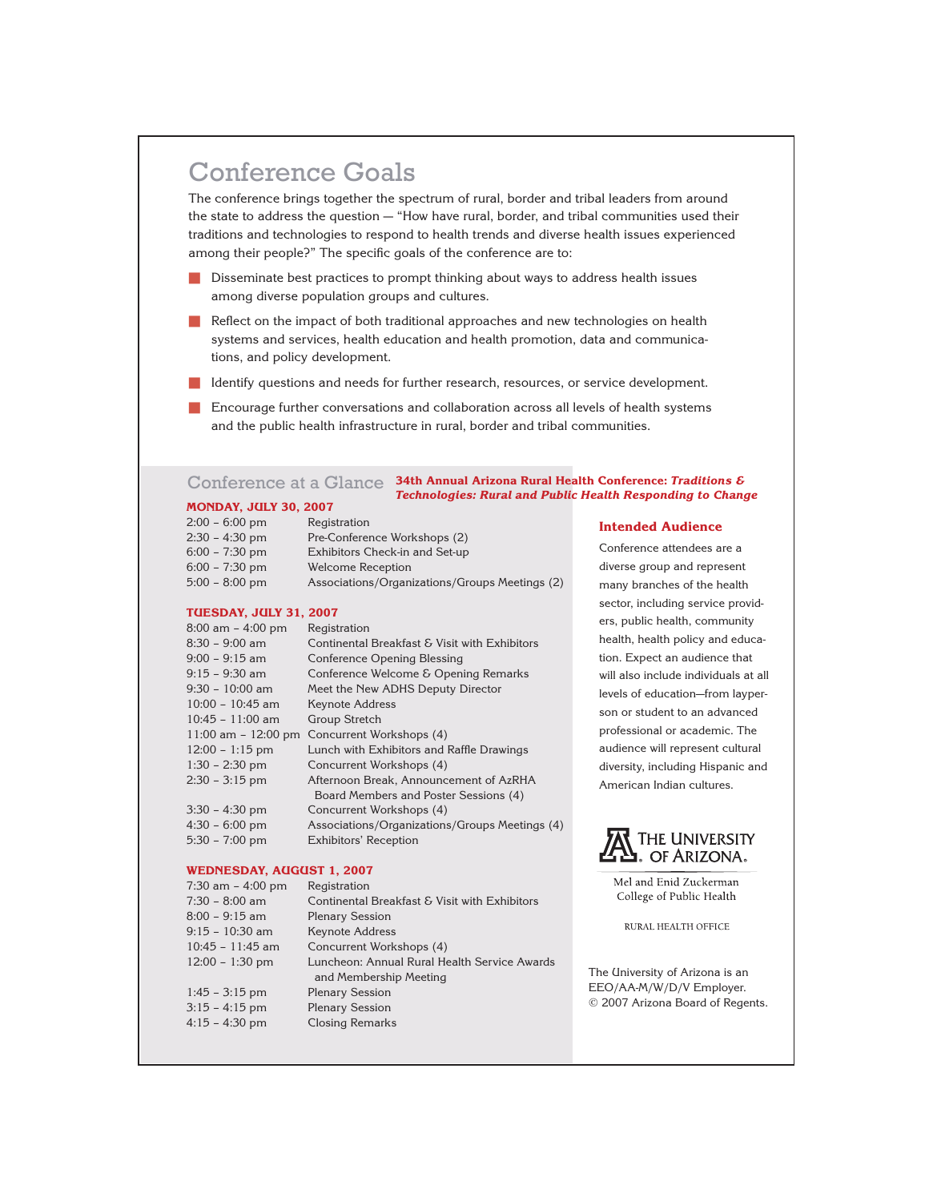# Conference Goals

The conference brings together the spectrum of rural, border and tribal leaders from around the state to address the question — "How have rural, border, and tribal communities used their traditions and technologies to respond to health trends and diverse health issues experienced among their people?" The specific goals of the conference are to:

- Disseminate best practices to prompt thinking about ways to address health issues among diverse population groups and cultures.
- Reflect on the impact of both traditional approaches and new technologies on health systems and services, health education and health promotion, data and communications, and policy development.
- Identify questions and needs for further research, resources, or service development.
- Encourage further conversations and collaboration across all levels of health systems and the public health infrastructure in rural, border and tribal communities.

## Conference at a Glance

**34th Annual Arizona Rural Health Conference: *Traditions & Technologies: Rural and Public Health Responding to Change***

### MONDAY, JULY 30, 2007

| Time | Event |
|---|---|
| 2:00 – 6:00 pm | Registration |
| 2:30 – 4:30 pm | Pre-Conference Workshops (2) |
| 6:00 – 7:30 pm | Exhibitors Check-in and Set-up |
| 6:00 – 7:30 pm | Welcome Reception |
| 5:00 – 8:00 pm | Associations/Organizations/Groups Meetings (2) |

### TUESDAY, JULY 31, 2007

| Time | Event |
|---|---|
| 8:00 am – 4:00 pm | Registration |
| 8:30 – 9:00 am | Continental Breakfast & Visit with Exhibitors |
| 9:00 – 9:15 am | Conference Opening Blessing |
| 9:15 – 9:30 am | Conference Welcome & Opening Remarks |
| 9:30 – 10:00 am | Meet the New ADHS Deputy Director |
| 10:00 – 10:45 am | Keynote Address |
| 10:45 – 11:00 am | Group Stretch |
| 11:00 am – 12:00 pm | Concurrent Workshops (4) |
| 12:00 – 1:15 pm | Lunch with Exhibitors and Raffle Drawings |
| 1:30 – 2:30 pm | Concurrent Workshops (4) |
| 2:30 – 3:15 pm | Afternoon Break, Announcement of AzRHA Board Members and Poster Sessions (4) |
| 3:30 – 4:30 pm | Concurrent Workshops (4) |
| 4:30 – 6:00 pm | Associations/Organizations/Groups Meetings (4) |
| 5:30 – 7:00 pm | Exhibitors' Reception |

### WEDNESDAY, AUGUST 1, 2007

| Time | Event |
|---|---|
| 7:30 am – 4:00 pm | Registration |
| 7:30 – 8:00 am | Continental Breakfast & Visit with Exhibitors |
| 8:00 – 9:15 am | Plenary Session |
| 9:15 – 10:30 am | Keynote Address |
| 10:45 – 11:45 am | Concurrent Workshops (4) |
| 12:00 – 1:30 pm | Luncheon: Annual Rural Health Service Awards and Membership Meeting |
| 1:45 – 3:15 pm | Plenary Session |
| 3:15 – 4:15 pm | Plenary Session |
| 4:15 – 4:30 pm | Closing Remarks |

## Intended Audience

Conference attendees are a diverse group and represent many branches of the health sector, including service providers, public health, community health, health policy and education. Expect an audience that will also include individuals at all levels of education—from layperson or student to an advanced professional or academic. The audience will represent cultural diversity, including Hispanic and American Indian cultures.

THE UNIVERSITY OF ARIZONA.

Mel and Enid Zuckerman College of Public Health

RURAL HEALTH OFFICE

The University of Arizona is an EEO/AA-M/W/D/V Employer.
© 2007 Arizona Board of Regents.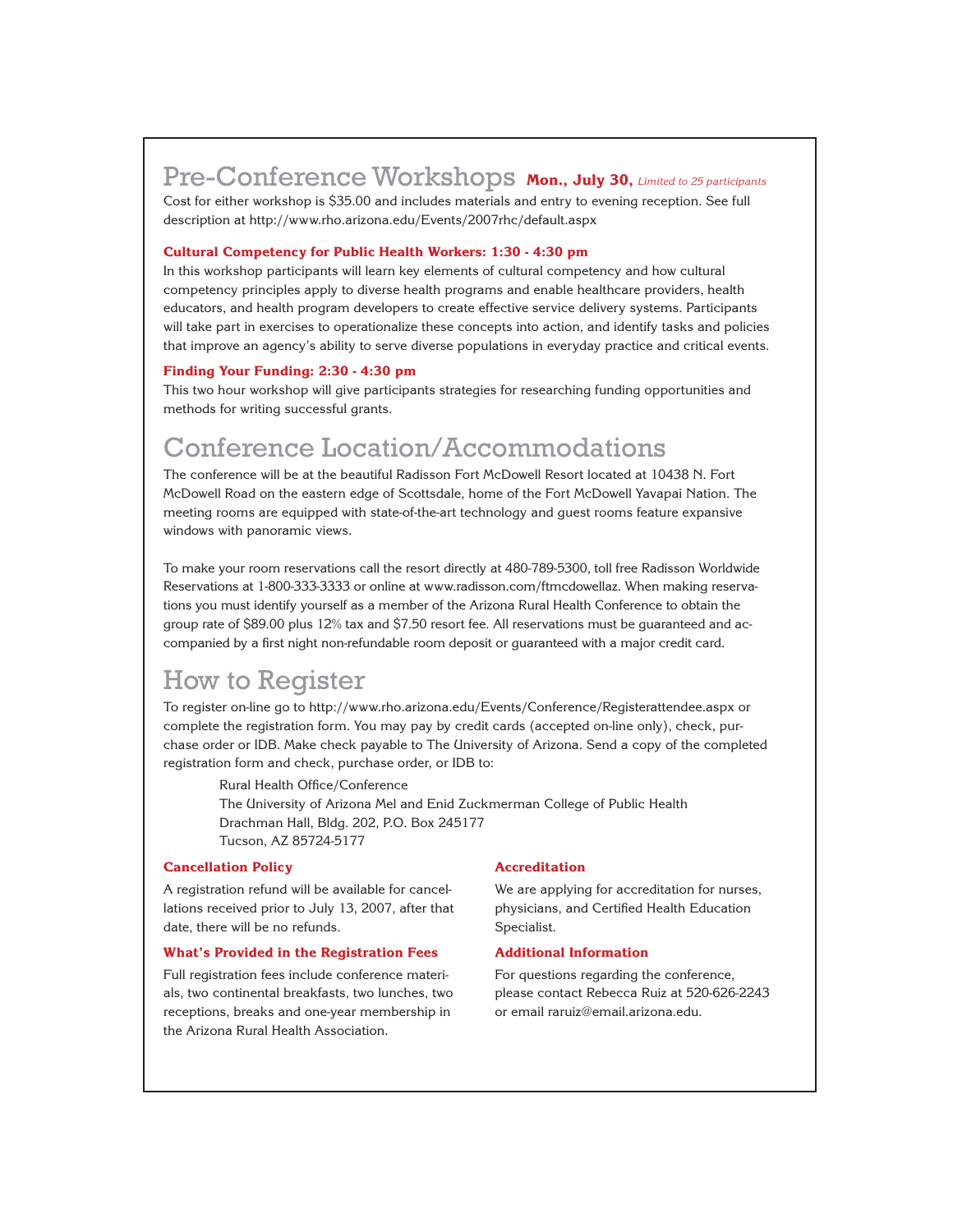## Pre-Conference Workshops **Mon., July 30,** *Limited to 25 participants*

Cost for either workshop is $35.00 and includes materials and entry to evening reception. See full description at http://www.rho.arizona.edu/Events/2007rhc/default.aspx

### Cultural Competency for Public Health Workers: 1:30 - 4:30 pm

In this workshop participants will learn key elements of cultural competency and how cultural competency principles apply to diverse health programs and enable healthcare providers, health educators, and health program developers to create effective service delivery systems. Participants will take part in exercises to operationalize these concepts into action, and identify tasks and policies that improve an agency's ability to serve diverse populations in everyday practice and critical events.

### Finding Your Funding: 2:30 - 4:30 pm

This two hour workshop will give participants strategies for researching funding opportunities and methods for writing successful grants.

## Conference Location/Accommodations

The conference will be at the beautiful Radisson Fort McDowell Resort located at 10438 N. Fort McDowell Road on the eastern edge of Scottsdale, home of the Fort McDowell Yavapai Nation. The meeting rooms are equipped with state-of-the-art technology and guest rooms feature expansive windows with panoramic views.

To make your room reservations call the resort directly at 480-789-5300, toll free Radisson Worldwide Reservations at 1-800-333-3333 or online at www.radisson.com/ftmcdowellaz. When making reservations you must identify yourself as a member of the Arizona Rural Health Conference to obtain the group rate of $89.00 plus 12% tax and $7.50 resort fee. All reservations must be guaranteed and accompanied by a first night non-refundable room deposit or guaranteed with a major credit card.

## How to Register

To register on-line go to http://www.rho.arizona.edu/Events/Conference/Registerattendee.aspx or complete the registration form. You may pay by credit cards (accepted on-line only), check, purchase order or IDB. Make check payable to The University of Arizona. Send a copy of the completed registration form and check, purchase order, or IDB to:

> Rural Health Office/Conference
> The University of Arizona Mel and Enid Zuckmerman College of Public Health
> Drachman Hall, Bldg. 202, P.O. Box 245177
> Tucson, AZ 85724-5177

### Cancellation Policy

A registration refund will be available for cancellations received prior to July 13, 2007, after that date, there will be no refunds.

### What's Provided in the Registration Fees

Full registration fees include conference materials, two continental breakfasts, two lunches, two receptions, breaks and one-year membership in the Arizona Rural Health Association.

### Accreditation

We are applying for accreditation for nurses, physicians, and Certified Health Education Specialist.

### Additional Information

For questions regarding the conference, please contact Rebecca Ruiz at 520-626-2243 or email raruiz@email.arizona.edu.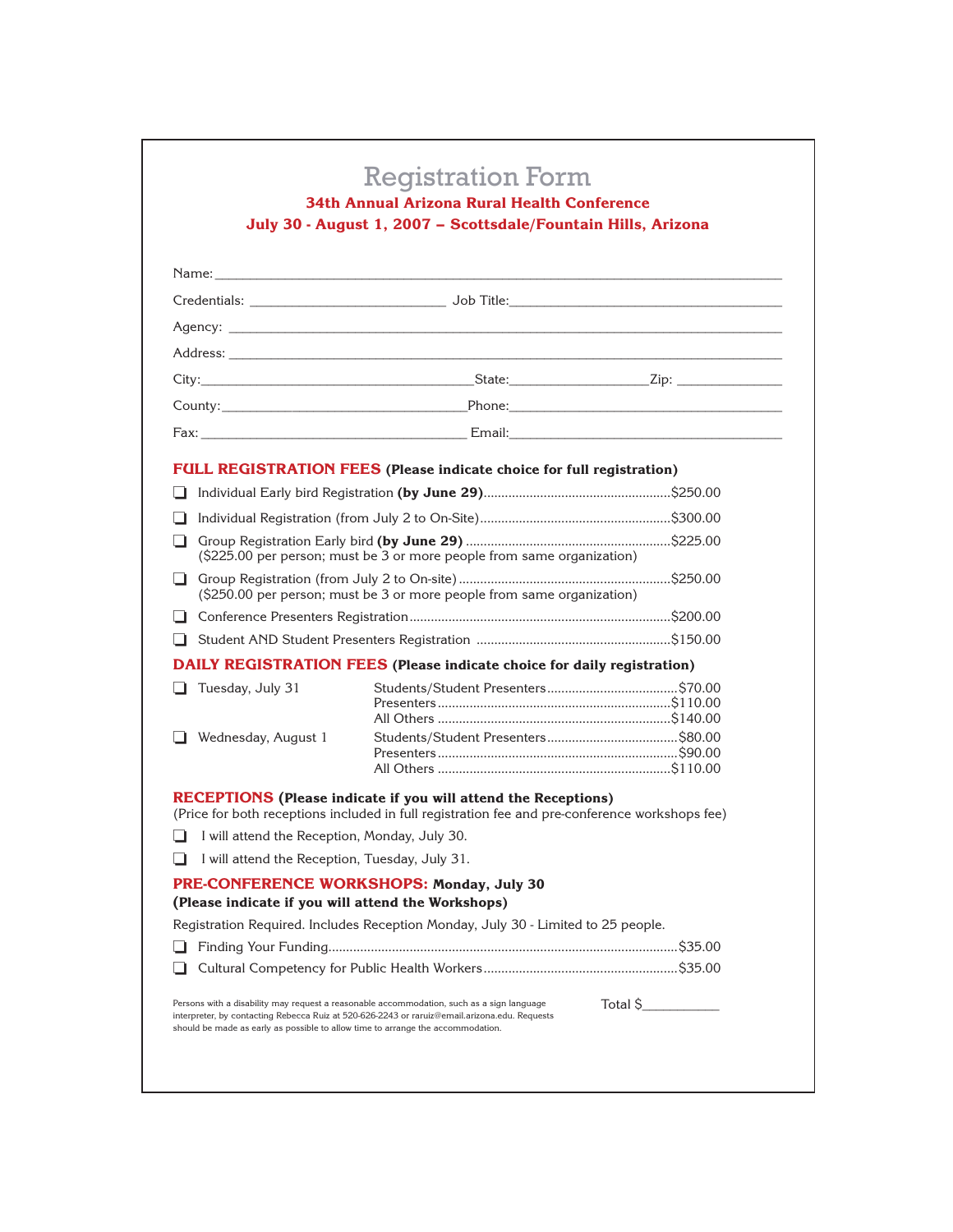# Registration Form

**34th Annual Arizona Rural Health Conference**

**July 30 - August 1, 2007 – Scottsdale/Fountain Hills, Arizona**

Name: ______________________________________________

Credentials: __________________ Job Title: __________________

Agency: ______________________________________________

Address: ______________________________________________

City: __________________ State: __________ Zip: __________

County: __________________ Phone: __________________

Fax: __________________ Email: __________________

## FULL REGISTRATION FEES **(Please indicate choice for full registration)**

- ❑ Individual Early bird Registration **(by June 29)**....................$250.00
- ❑ Individual Registration (from July 2 to On-Site)....................$300.00
- ❑ Group Registration Early bird **(by June 29)**....................$225.00
  ($225.00 per person; must be 3 or more people from same organization)
- ❑ Group Registration (from July 2 to On-site)....................$250.00
  ($250.00 per person; must be 3 or more people from same organization)
- ❑ Conference Presenters Registration....................$200.00
- ❑ Student AND Student Presenters Registration....................$150.00

## DAILY REGISTRATION FEES **(Please indicate choice for daily registration)**

| | | |
|---|---|---|
| ❑ Tuesday, July 31 | Students/Student Presenters | $70.00 |
| | Presenters | $110.00 |
| | All Others | $140.00 |
| ❑ Wednesday, August 1 | Students/Student Presenters | $80.00 |
| | Presenters | $90.00 |
| | All Others | $110.00 |

## RECEPTIONS **(Please indicate if you will attend the Receptions)**

(Price for both receptions included in full registration fee and pre-conference workshops fee)

- ❑ I will attend the Reception, Monday, July 30.
- ❑ I will attend the Reception, Tuesday, July 31.

## PRE-CONFERENCE WORKSHOPS: **Monday, July 30**

**(Please indicate if you will attend the Workshops)**

Registration Required. Includes Reception Monday, July 30 - Limited to 25 people.

- ❑ Finding Your Funding....................$35.00
- ❑ Cultural Competency for Public Health Workers....................$35.00

Persons with a disability may request a reasonable accommodation, such as a sign language interpreter, by contacting Rebecca Ruiz at 520-626-2243 or raruiz@email.arizona.edu. Requests should be made as early as possible to allow time to arrange the accommodation.

Total $__________